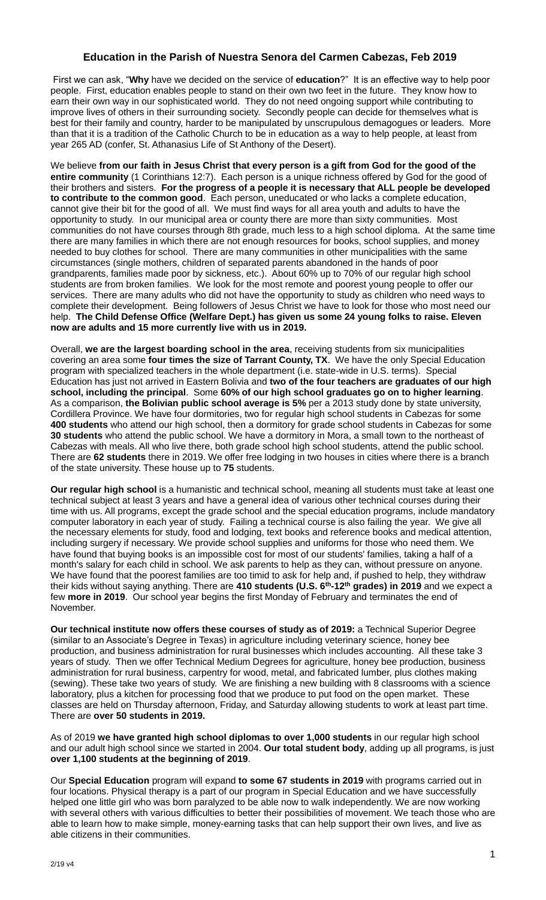# Education in the Parish of Nuestra Senora del Carmen Cabezas, Feb 2019

First we can ask, "**Why** have we decided on the service of **education**?" It is an effective way to help poor people. First, education enables people to stand on their own two feet in the future. They know how to earn their own way in our sophisticated world. They do not need ongoing support while contributing to improve lives of others in their surrounding society. Secondly people can decide for themselves what is best for their family and country, harder to be manipulated by unscrupulous demagogues or leaders. More than that it is a tradition of the Catholic Church to be in education as a way to help people, at least from year 265 AD (confer, St. Athanasius Life of St Anthony of the Desert).

We believe **from our faith in Jesus Christ that every person is a gift from God for the good of the entire community** (1 Corinthians 12:7). Each person is a unique richness offered by God for the good of their brothers and sisters. **For the progress of a people it is necessary that ALL people be developed to contribute to the common good**. Each person, uneducated or who lacks a complete education, cannot give their bit for the good of all. We must find ways for all area youth and adults to have the opportunity to study. In our municipal area or county there are more than sixty communities. Most communities do not have courses through 8th grade, much less to a high school diploma. At the same time there are many families in which there are not enough resources for books, school supplies, and money needed to buy clothes for school. There are many communities in other municipalities with the same circumstances (single mothers, children of separated parents abandoned in the hands of poor grandparents, families made poor by sickness, etc.). About 60% up to 70% of our regular high school students are from broken families. We look for the most remote and poorest young people to offer our services. There are many adults who did not have the opportunity to study as children who need ways to complete their development. Being followers of Jesus Christ we have to look for those who most need our help. **The Child Defense Office (Welfare Dept.) has given us some 24 young folks to raise. Eleven now are adults and 15 more currently live with us in 2019.**

Overall, **we are the largest boarding school in the area**, receiving students from six municipalities covering an area some **four times the size of Tarrant County, TX**. We have the only Special Education program with specialized teachers in the whole department (i.e. state-wide in U.S. terms). Special Education has just not arrived in Eastern Bolivia and **two of the four teachers are graduates of our high school, including the principal**. Some **60% of our high school graduates go on to higher learning**. As a comparison, **the Bolivian public school average is 5%** per a 2013 study done by state university, Cordillera Province. We have four dormitories, two for regular high school students in Cabezas for some **400 students** who attend our high school, then a dormitory for grade school students in Cabezas for some **30 students** who attend the public school. We have a dormitory in Mora, a small town to the northeast of Cabezas with meals. All who live there, both grade school high school students, attend the public school. There are **62 students** there in 2019. We offer free lodging in two houses in cities where there is a branch of the state university. These house up to **75** students.

**Our regular high school** is a humanistic and technical school, meaning all students must take at least one technical subject at least 3 years and have a general idea of various other technical courses during their time with us. All programs, except the grade school and the special education programs, include mandatory computer laboratory in each year of study. Failing a technical course is also failing the year. We give all the necessary elements for study, food and lodging, text books and reference books and medical attention, including surgery if necessary. We provide school supplies and uniforms for those who need them. We have found that buying books is an impossible cost for most of our students' families, taking a half of a month's salary for each child in school. We ask parents to help as they can, without pressure on anyone. We have found that the poorest families are too timid to ask for help and, if pushed to help, they withdraw their kids without saying anything. There are **410 students (U.S. 6th-12th grades) in 2019** and we expect a few **more in 2019**. Our school year begins the first Monday of February and terminates the end of November.

**Our technical institute now offers these courses of study as of 2019:** a Technical Superior Degree (similar to an Associate's Degree in Texas) in agriculture including veterinary science, honey bee production, and business administration for rural businesses which includes accounting. All these take 3 years of study. Then we offer Technical Medium Degrees for agriculture, honey bee production, business administration for rural business, carpentry for wood, metal, and fabricated lumber, plus clothes making (sewing). These take two years of study. We are finishing a new building with 8 classrooms with a science laboratory, plus a kitchen for processing food that we produce to put food on the open market. These classes are held on Thursday afternoon, Friday, and Saturday allowing students to work at least part time. There are **over 50 students in 2019.**

As of 2019 **we have granted high school diplomas to over 1,000 students** in our regular high school and our adult high school since we started in 2004. **Our total student body**, adding up all programs, is just **over 1,100 students at the beginning of 2019**.

Our **Special Education** program will expand **to some 67 students in 2019** with programs carried out in four locations. Physical therapy is a part of our program in Special Education and we have successfully helped one little girl who was born paralyzed to be able now to walk independently. We are now working with several others with various difficulties to better their possibilities of movement. We teach those who are able to learn how to make simple, money-earning tasks that can help support their own lives, and live as able citizens in their communities.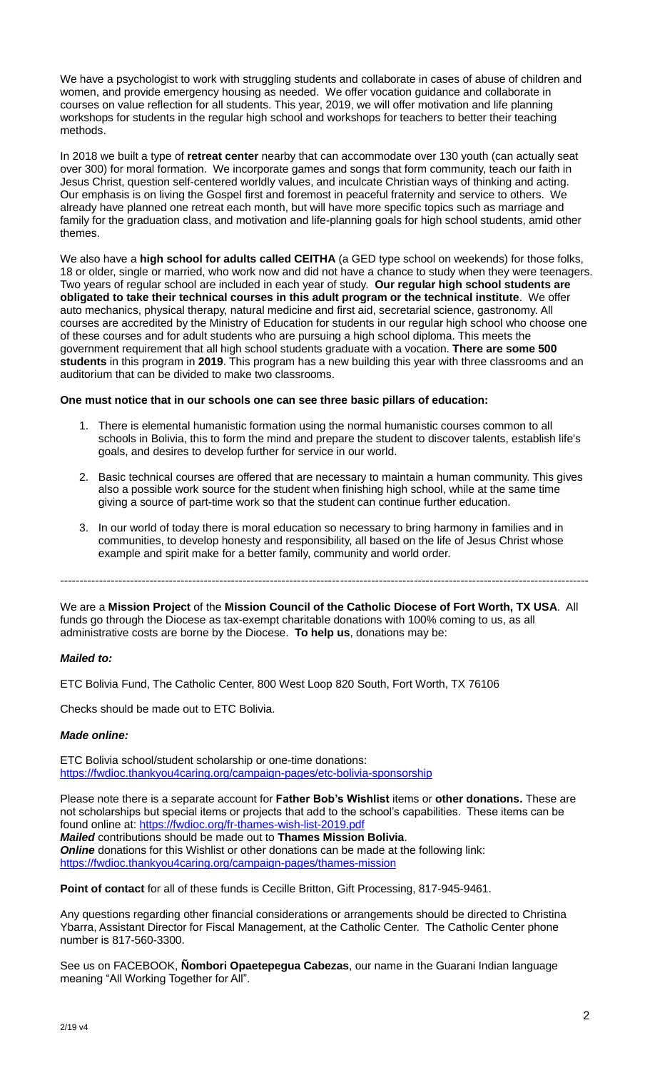We have a psychologist to work with struggling students and collaborate in cases of abuse of children and women, and provide emergency housing as needed. We offer vocation guidance and collaborate in courses on value reflection for all students. This year, 2019, we will offer motivation and life planning workshops for students in the regular high school and workshops for teachers to better their teaching methods.

In 2018 we built a type of **retreat center** nearby that can accommodate over 130 youth (can actually seat over 300) for moral formation. We incorporate games and songs that form community, teach our faith in Jesus Christ, question self-centered worldly values, and inculcate Christian ways of thinking and acting. Our emphasis is on living the Gospel first and foremost in peaceful fraternity and service to others. We already have planned one retreat each month, but will have more specific topics such as marriage and family for the graduation class, and motivation and life-planning goals for high school students, amid other themes.

We also have a **high school for adults called CEITHA** (a GED type school on weekends) for those folks, 18 or older, single or married, who work now and did not have a chance to study when they were teenagers. Two years of regular school are included in each year of study. **Our regular high school students are obligated to take their technical courses in this adult program or the technical institute**. We offer auto mechanics, physical therapy, natural medicine and first aid, secretarial science, gastronomy. All courses are accredited by the Ministry of Education for students in our regular high school who choose one of these courses and for adult students who are pursuing a high school diploma. This meets the government requirement that all high school students graduate with a vocation. **There are some 500 students** in this program in **2019**. This program has a new building this year with three classrooms and an auditorium that can be divided to make two classrooms.

**One must notice that in our schools one can see three basic pillars of education:**

1. There is elemental humanistic formation using the normal humanistic courses common to all schools in Bolivia, this to form the mind and prepare the student to discover talents, establish life's goals, and desires to develop further for service in our world.
2. Basic technical courses are offered that are necessary to maintain a human community. This gives also a possible work source for the student when finishing high school, while at the same time giving a source of part-time work so that the student can continue further education.
3. In our world of today there is moral education so necessary to bring harmony in families and in communities, to develop honesty and responsibility, all based on the life of Jesus Christ whose example and spirit make for a better family, community and world order.

---

We are a **Mission Project** of the **Mission Council of the Catholic Diocese of Fort Worth, TX USA**. All funds go through the Diocese as tax-exempt charitable donations with 100% coming to us, as all administrative costs are borne by the Diocese. **To help us**, donations may be:

***Mailed to:***

ETC Bolivia Fund, The Catholic Center, 800 West Loop 820 South, Fort Worth, TX 76106

Checks should be made out to ETC Bolivia.

***Made online:***

ETC Bolivia school/student scholarship or one-time donations:
https://fwdioc.thankyou4caring.org/campaign-pages/etc-bolivia-sponsorship

Please note there is a separate account for **Father Bob's Wishlist** items or **other donations.** These are not scholarships but special items or projects that add to the school's capabilities. These items can be found online at: https://fwdioc.org/fr-thames-wish-list-2019.pdf
***Mailed*** contributions should be made out to **Thames Mission Bolivia**.
***Online*** donations for this Wishlist or other donations can be made at the following link:
https://fwdioc.thankyou4caring.org/campaign-pages/thames-mission

**Point of contact** for all of these funds is Cecille Britton, Gift Processing, 817-945-9461.

Any questions regarding other financial considerations or arrangements should be directed to Christina Ybarra, Assistant Director for Fiscal Management, at the Catholic Center. The Catholic Center phone number is 817-560-3300.

See us on FACEBOOK, **Ñombori Opaetepegua Cabezas**, our name in the Guarani Indian language meaning "All Working Together for All".

2/19 v4